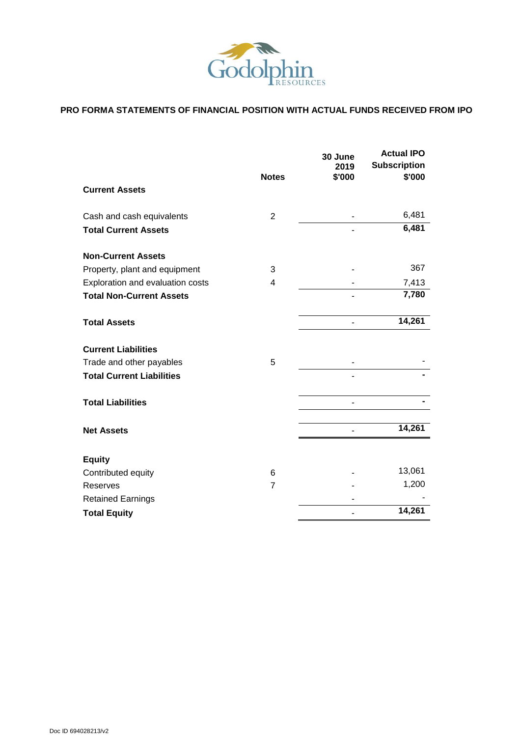Godolphin RESOURCES

## PRO FORMA STATEMENTS OF FINANCIAL POSITION WITH ACTUAL FUNDS RECEIVED FROM IPO

| | Notes | 30 June 2019 $'000 | Actual IPO Subscription $'000 |
|---|---|---|---|
| **Current Assets** | | | |
| Cash and cash equivalents | 2 | - | 6,481 |
| **Total Current Assets** | | - | **6,481** |
| **Non-Current Assets** | | | |
| Property, plant and equipment | 3 | - | 367 |
| Exploration and evaluation costs | 4 | - | 7,413 |
| **Total Non-Current Assets** | | - | **7,780** |
| **Total Assets** | | - | **14,261** |
| **Current Liabilities** | | | |
| Trade and other payables | 5 | - | - |
| **Total Current Liabilities** | | - | **-** |
| **Total Liabilities** | | - | **-** |
| **Net Assets** | | - | **14,261** |
| **Equity** | | | |
| Contributed equity | 6 | - | 13,061 |
| Reserves | 7 | - | 1,200 |
| Retained Earnings | | - | - |
| **Total Equity** | | - | **14,261** |

Doc ID 694028213/v2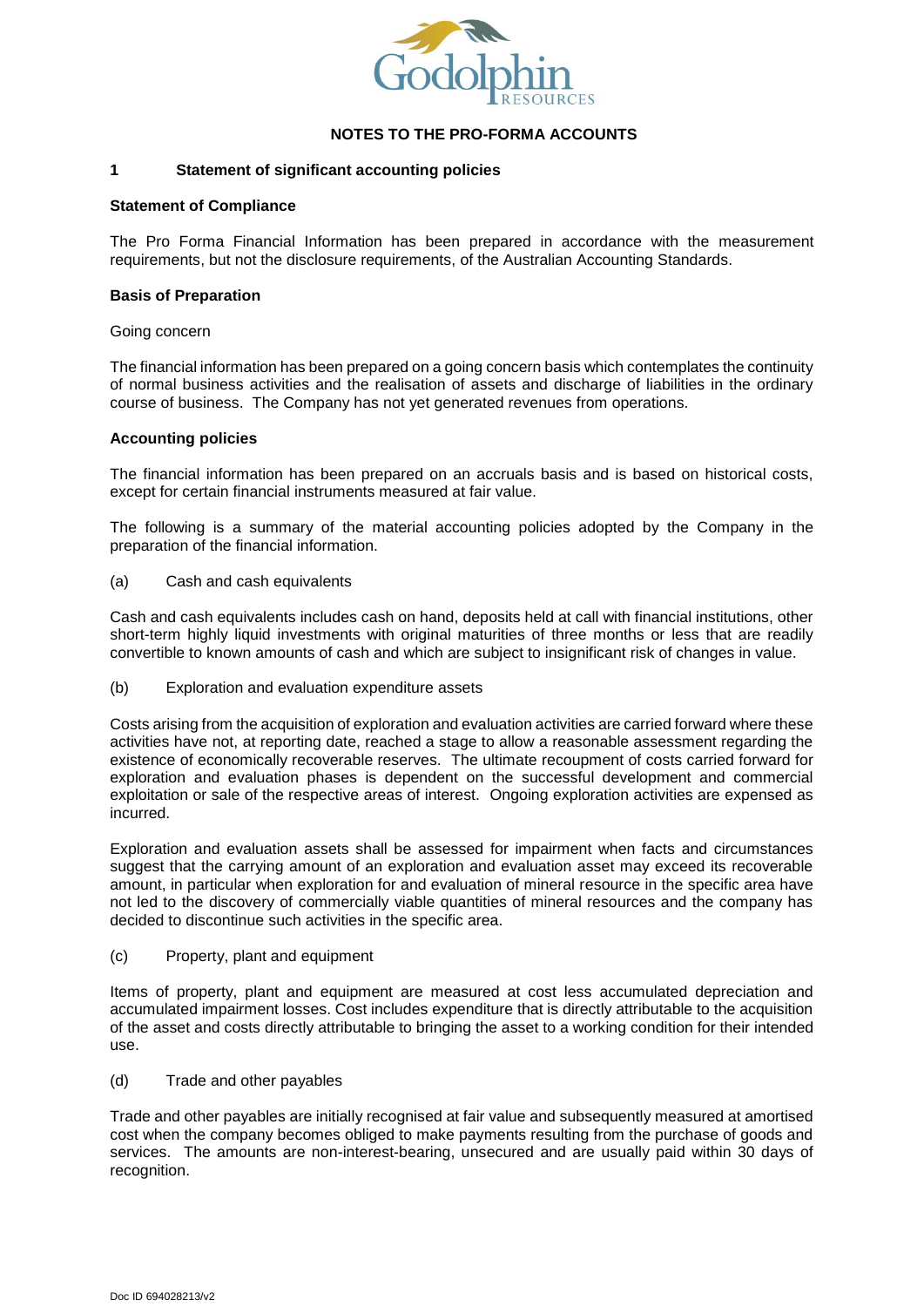## NOTES TO THE PRO-FORMA ACCOUNTS

### 1 Statement of significant accounting policies

**Statement of Compliance**

The Pro Forma Financial Information has been prepared in accordance with the measurement requirements, but not the disclosure requirements, of the Australian Accounting Standards.

**Basis of Preparation**

Going concern

The financial information has been prepared on a going concern basis which contemplates the continuity of normal business activities and the realisation of assets and discharge of liabilities in the ordinary course of business. The Company has not yet generated revenues from operations.

**Accounting policies**

The financial information has been prepared on an accruals basis and is based on historical costs, except for certain financial instruments measured at fair value.

The following is a summary of the material accounting policies adopted by the Company in the preparation of the financial information.

(a) Cash and cash equivalents

Cash and cash equivalents includes cash on hand, deposits held at call with financial institutions, other short-term highly liquid investments with original maturities of three months or less that are readily convertible to known amounts of cash and which are subject to insignificant risk of changes in value.

(b) Exploration and evaluation expenditure assets

Costs arising from the acquisition of exploration and evaluation activities are carried forward where these activities have not, at reporting date, reached a stage to allow a reasonable assessment regarding the existence of economically recoverable reserves. The ultimate recoupment of costs carried forward for exploration and evaluation phases is dependent on the successful development and commercial exploitation or sale of the respective areas of interest. Ongoing exploration activities are expensed as incurred.

Exploration and evaluation assets shall be assessed for impairment when facts and circumstances suggest that the carrying amount of an exploration and evaluation asset may exceed its recoverable amount, in particular when exploration for and evaluation of mineral resource in the specific area have not led to the discovery of commercially viable quantities of mineral resources and the company has decided to discontinue such activities in the specific area.

(c) Property, plant and equipment

Items of property, plant and equipment are measured at cost less accumulated depreciation and accumulated impairment losses. Cost includes expenditure that is directly attributable to the acquisition of the asset and costs directly attributable to bringing the asset to a working condition for their intended use.

(d) Trade and other payables

Trade and other payables are initially recognised at fair value and subsequently measured at amortised cost when the company becomes obliged to make payments resulting from the purchase of goods and services. The amounts are non-interest-bearing, unsecured and are usually paid within 30 days of recognition.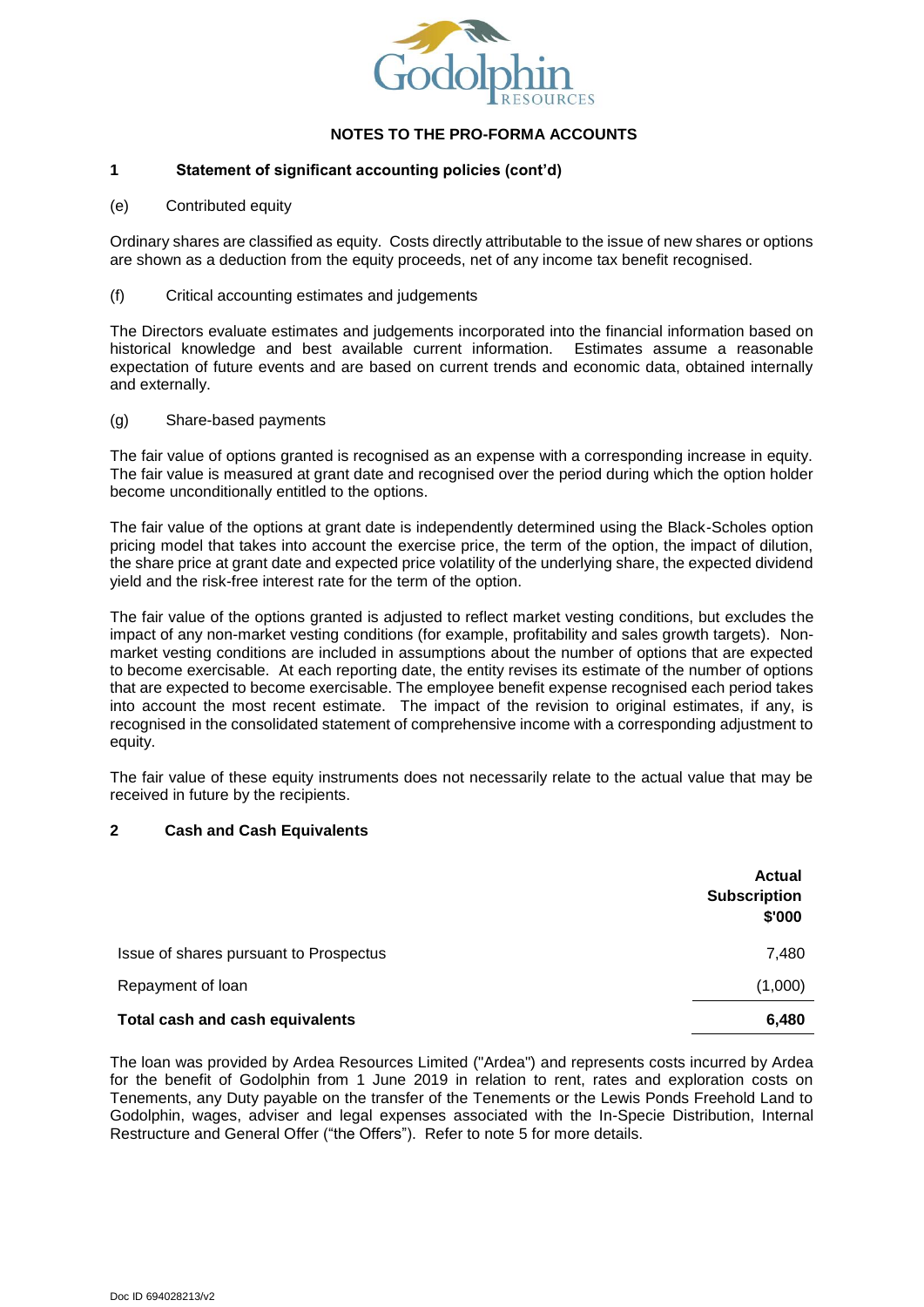## NOTES TO THE PRO-FORMA ACCOUNTS

**1 Statement of significant accounting policies (cont'd)**

(e) Contributed equity

Ordinary shares are classified as equity. Costs directly attributable to the issue of new shares or options are shown as a deduction from the equity proceeds, net of any income tax benefit recognised.

(f) Critical accounting estimates and judgements

The Directors evaluate estimates and judgements incorporated into the financial information based on historical knowledge and best available current information. Estimates assume a reasonable expectation of future events and are based on current trends and economic data, obtained internally and externally.

(g) Share-based payments

The fair value of options granted is recognised as an expense with a corresponding increase in equity. The fair value is measured at grant date and recognised over the period during which the option holder become unconditionally entitled to the options.

The fair value of the options at grant date is independently determined using the Black-Scholes option pricing model that takes into account the exercise price, the term of the option, the impact of dilution, the share price at grant date and expected price volatility of the underlying share, the expected dividend yield and the risk-free interest rate for the term of the option.

The fair value of the options granted is adjusted to reflect market vesting conditions, but excludes the impact of any non-market vesting conditions (for example, profitability and sales growth targets). Non-market vesting conditions are included in assumptions about the number of options that are expected to become exercisable. At each reporting date, the entity revises its estimate of the number of options that are expected to become exercisable. The employee benefit expense recognised each period takes into account the most recent estimate. The impact of the revision to original estimates, if any, is recognised in the consolidated statement of comprehensive income with a corresponding adjustment to equity.

The fair value of these equity instruments does not necessarily relate to the actual value that may be received in future by the recipients.

**2 Cash and Cash Equivalents**

| | Actual Subscription $'000 |
|---|---|
| Issue of shares pursuant to Prospectus | 7,480 |
| Repayment of loan | (1,000) |
| **Total cash and cash equivalents** | **6,480** |

The loan was provided by Ardea Resources Limited ("Ardea") and represents costs incurred by Ardea for the benefit of Godolphin from 1 June 2019 in relation to rent, rates and exploration costs on Tenements, any Duty payable on the transfer of the Tenements or the Lewis Ponds Freehold Land to Godolphin, wages, adviser and legal expenses associated with the In-Specie Distribution, Internal Restructure and General Offer ("the Offers"). Refer to note 5 for more details.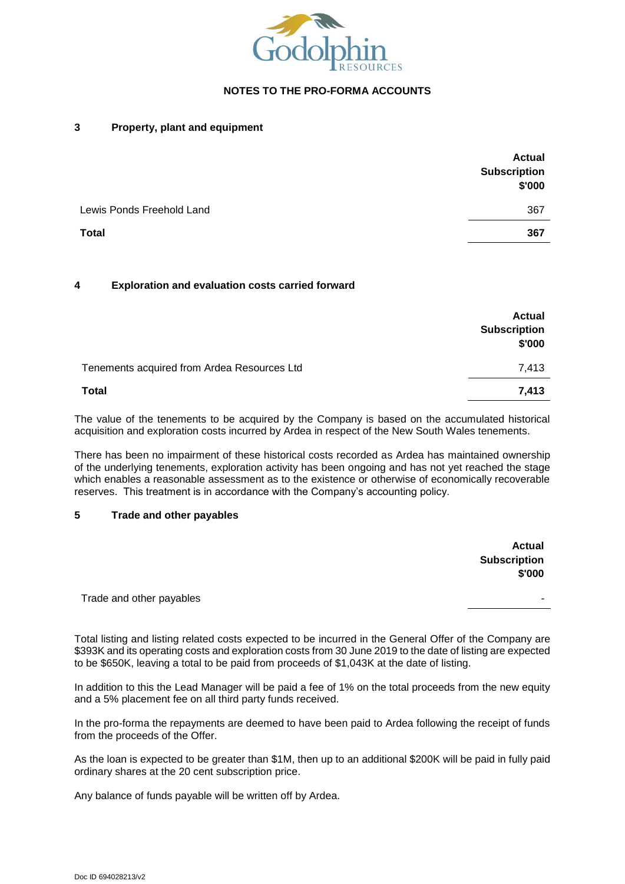# NOTES TO THE PRO-FORMA ACCOUNTS

## 3 Property, plant and equipment

| | Actual Subscription $'000 |
|---|---|
| Lewis Ponds Freehold Land | 367 |
| **Total** | **367** |

## 4 Exploration and evaluation costs carried forward

| | Actual Subscription $'000 |
|---|---|
| Tenements acquired from Ardea Resources Ltd | 7,413 |
| **Total** | **7,413** |

The value of the tenements to be acquired by the Company is based on the accumulated historical acquisition and exploration costs incurred by Ardea in respect of the New South Wales tenements.

There has been no impairment of these historical costs recorded as Ardea has maintained ownership of the underlying tenements, exploration activity has been ongoing and has not yet reached the stage which enables a reasonable assessment as to the existence or otherwise of economically recoverable reserves. This treatment is in accordance with the Company's accounting policy.

## 5 Trade and other payables

| | Actual Subscription $'000 |
|---|---|
| Trade and other payables | - |

Total listing and listing related costs expected to be incurred in the General Offer of the Company are $393K and its operating costs and exploration costs from 30 June 2019 to the date of listing are expected to be $650K, leaving a total to be paid from proceeds of $1,043K at the date of listing.

In addition to this the Lead Manager will be paid a fee of 1% on the total proceeds from the new equity and a 5% placement fee on all third party funds received.

In the pro-forma the repayments are deemed to have been paid to Ardea following the receipt of funds from the proceeds of the Offer.

As the loan is expected to be greater than $1M, then up to an additional $200K will be paid in fully paid ordinary shares at the 20 cent subscription price.

Any balance of funds payable will be written off by Ardea.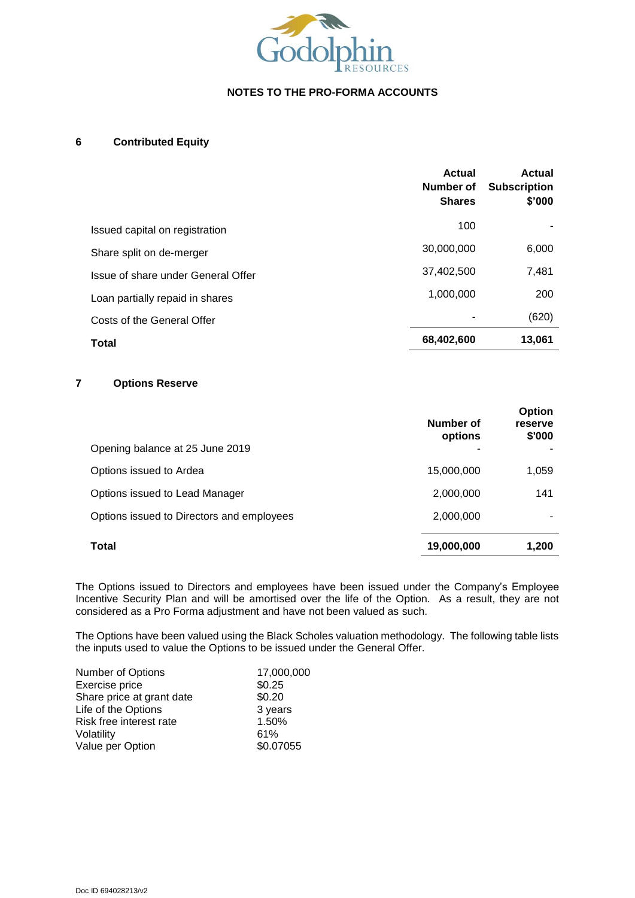## NOTES TO THE PRO-FORMA ACCOUNTS

### 6 Contributed Equity

| | Actual Number of Shares | Actual Subscription $'000 |
|---|---|---|
| Issued capital on registration | 100 | - |
| Share split on de-merger | 30,000,000 | 6,000 |
| Issue of share under General Offer | 37,402,500 | 7,481 |
| Loan partially repaid in shares | 1,000,000 | 200 |
| Costs of the General Offer | - | (620) |
| **Total** | **68,402,600** | **13,061** |

### 7 Options Reserve

| | Number of options | Option reserve $'000 |
|---|---|---|
| Opening balance at 25 June 2019 | - | - |
| Options issued to Ardea | 15,000,000 | 1,059 |
| Options issued to Lead Manager | 2,000,000 | 141 |
| Options issued to Directors and employees | 2,000,000 | - |
| **Total** | **19,000,000** | **1,200** |

The Options issued to Directors and employees have been issued under the Company's Employee Incentive Security Plan and will be amortised over the life of the Option. As a result, they are not considered as a Pro Forma adjustment and have not been valued as such.

The Options have been valued using the Black Scholes valuation methodology. The following table lists the inputs used to value the Options to be issued under the General Offer.

| | |
|---|---|
| Number of Options | 17,000,000 |
| Exercise price | $0.25 |
| Share price at grant date | $0.20 |
| Life of the Options | 3 years |
| Risk free interest rate | 1.50% |
| Volatility | 61% |
| Value per Option | $0.07055 |

Doc ID 694028213/v2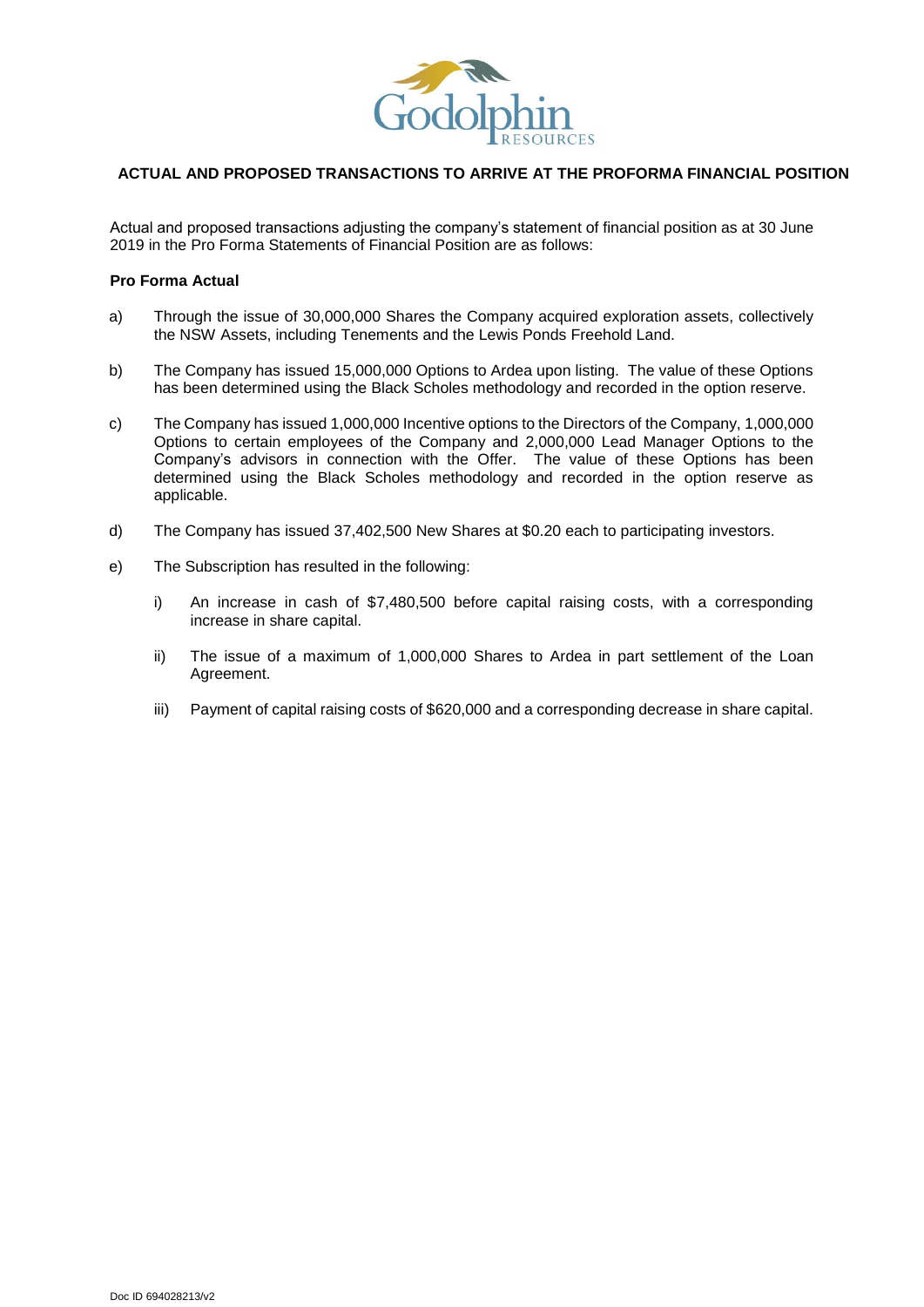## ACTUAL AND PROPOSED TRANSACTIONS TO ARRIVE AT THE PROFORMA FINANCIAL POSITION

Actual and proposed transactions adjusting the company's statement of financial position as at 30 June 2019 in the Pro Forma Statements of Financial Position are as follows:

**Pro Forma Actual**

a) Through the issue of 30,000,000 Shares the Company acquired exploration assets, collectively the NSW Assets, including Tenements and the Lewis Ponds Freehold Land.

b) The Company has issued 15,000,000 Options to Ardea upon listing. The value of these Options has been determined using the Black Scholes methodology and recorded in the option reserve.

c) The Company has issued 1,000,000 Incentive options to the Directors of the Company, 1,000,000 Options to certain employees of the Company and 2,000,000 Lead Manager Options to the Company's advisors in connection with the Offer. The value of these Options has been determined using the Black Scholes methodology and recorded in the option reserve as applicable.

d) The Company has issued 37,402,500 New Shares at $0.20 each to participating investors.

e) The Subscription has resulted in the following:

   i) An increase in cash of $7,480,500 before capital raising costs, with a corresponding increase in share capital.

   ii) The issue of a maximum of 1,000,000 Shares to Ardea in part settlement of the Loan Agreement.

   iii) Payment of capital raising costs of $620,000 and a corresponding decrease in share capital.